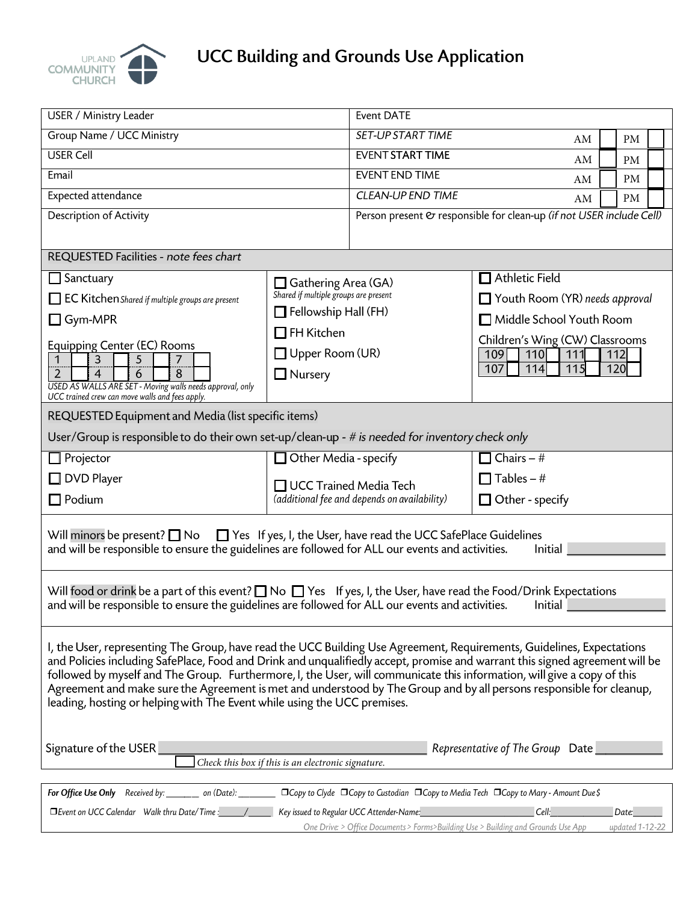# UCC Building and Grounds Use Application

UPLAND COMMUNITY CHURCH

| USER / Ministry Leader | Event DATE |
|---|---|
| Group Name / UCC Ministry | *SET-UP START TIME* AM ☐ PM ☐ |
| USER Cell | EVENT START TIME AM ☐ PM ☐ |
| Email | EVENT END TIME AM ☐ PM ☐ |
| Expected attendance | *CLEAN-UP END TIME* AM ☐ PM ☐ |
| Description of Activity | Person present & responsible for clean-up *(if not USER include Cell)* |

**REQUESTED Facilities** - *note fees chart*

| | | |
|---|---|---|
| ☐ Sanctuary | ☐ Gathering Area (GA) *Shared if multiple groups are present* | ☐ Athletic Field |
| ☐ EC Kitchen *Shared if multiple groups are present* | ☐ Fellowship Hall (FH) | ☐ Youth Room (YR) *needs approval* |
| ☐ Gym-MPR | ☐ FH Kitchen | ☐ Middle School Youth Room |
| Equipping Center (EC) Rooms: 1 ☐ 3 ☐ 5 ☐ 7 ☐ / 2 ☐ 4 ☐ 6 ☐ 8 ☐ | ☐ Upper Room (UR) | Children's Wing (CW) Classrooms: 109 ☐ 110 ☐ 111 ☐ 112 ☐ / 107 ☐ 114 ☐ 115 ☐ 120 ☐ |
| *USED AS WALLS ARE SET - Moving walls needs approval, only UCC trained crew can move walls and fees apply.* | ☐ Nursery | |

**REQUESTED Equipment and Media (list specific items)**

User/Group is responsible to do their own set-up/clean-up - *# is needed for inventory check only*

| | | |
|---|---|---|
| ☐ Projector | ☐ Other Media - specify | ☐ Chairs – # |
| ☐ DVD Player | ☐ UCC Trained Media Tech *(additional fee and depends on availability)* | ☐ Tables – # |
| ☐ Podium | | ☐ Other - specify |

Will minors be present? ☐ No ☐ Yes If yes, I, the User, have read the UCC SafePlace Guidelines and will be responsible to ensure the guidelines are followed for ALL our events and activities. Initial ________________

Will food or drink be a part of this event? ☐ No ☐ Yes If yes, I, the User, have read the Food/Drink Expectations and will be responsible to ensure the guidelines are followed for ALL our events and activities. Initial ________________

I, the User, representing The Group, have read the UCC Building Use Agreement, Requirements, Guidelines, Expectations and Policies including SafePlace, Food and Drink and unqualifiedly accept, promise and warrant this signed agreement will be followed by myself and The Group. Furthermore, I, the User, will communicate this information, will give a copy of this Agreement and make sure the Agreement is met and understood by The Group and by all persons responsible for cleanup, leading, hosting or helping with The Event while using the UCC premises.

Signature of the USER ________________________________ *Representative of The Group* Date ___________

☐ *Check this box if this is an electronic signature.*

*For Office Use Only* *Received by: _______ on (Date): ________* ☐*Copy to Clyde* ☐*Copy to Custodian* ☐*Copy to Media Tech* ☐*Copy to Mary - Amount Due $*

☐*Event on UCC Calendar* *Walk thru Date/Time: _____/_____* *Key issued to Regular UCC Attender-Name: ____________________ Cell: ____________ Date: ______*

*One Drive: > Office Documents > Forms>Building Use > Building and Grounds Use App* *updated 1-12-22*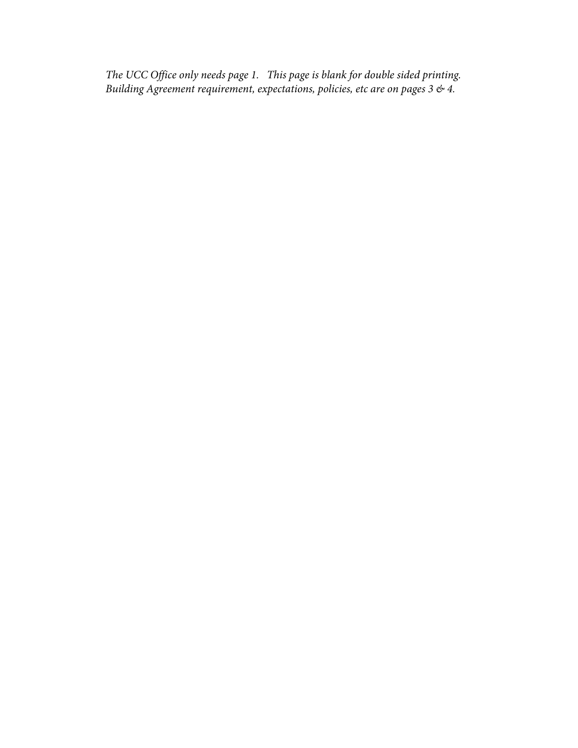*The UCC Office only needs page 1. This page is blank for double sided printing.*
*Building Agreement requirement, expectations, policies, etc are on pages 3 & 4.*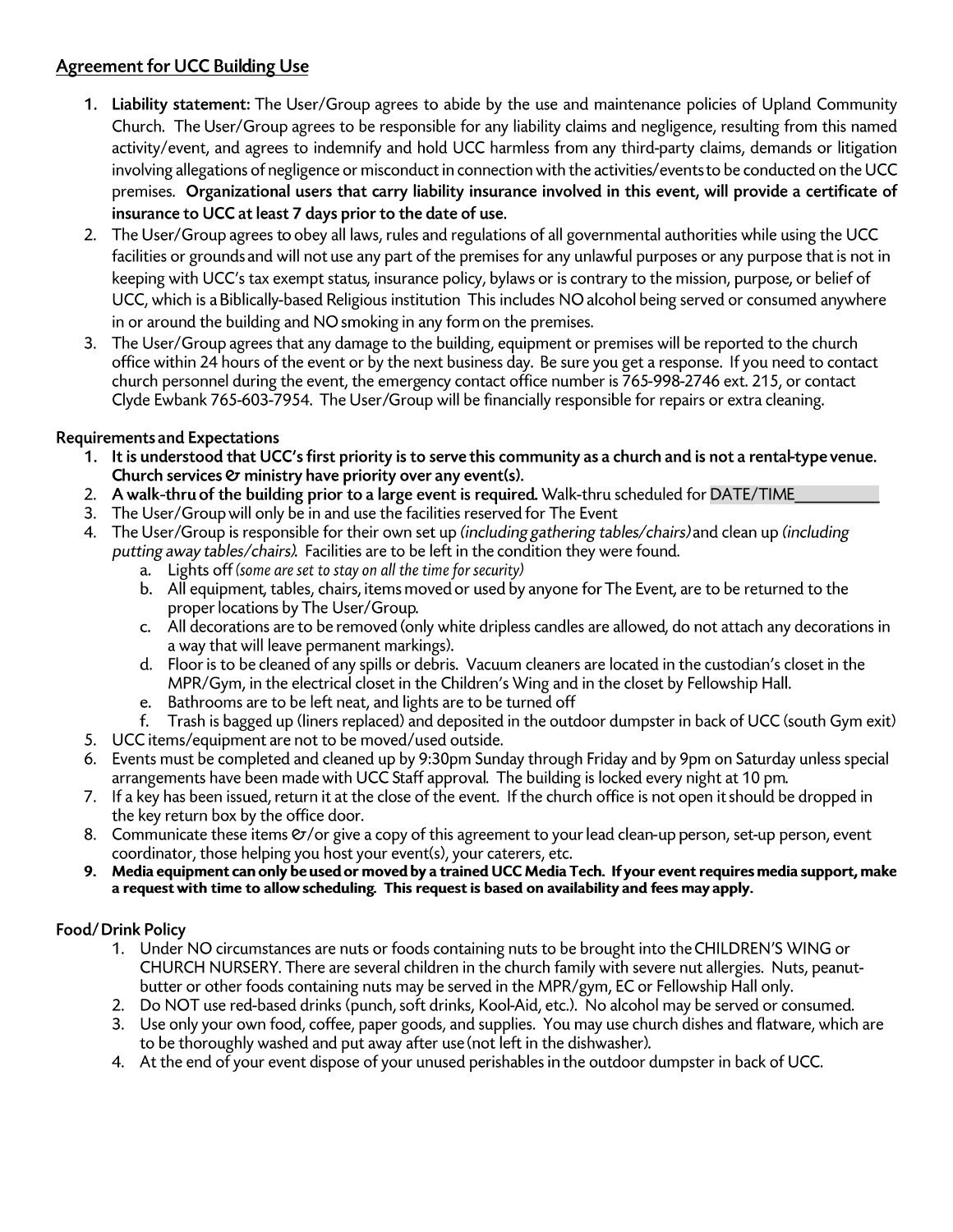## Agreement for UCC Building Use

1. **Liability statement:** The User/Group agrees to abide by the use and maintenance policies of Upland Community Church. The User/Group agrees to be responsible for any liability claims and negligence, resulting from this named activity/event, and agrees to indemnify and hold UCC harmless from any third-party claims, demands or litigation involving allegations of negligence or misconduct in connection with the activities/events to be conducted on the UCC premises. **Organizational users that carry liability insurance involved in this event, will provide a certificate of insurance to UCC at least 7 days prior to the date of use.**
2. The User/Group agrees to obey all laws, rules and regulations of all governmental authorities while using the UCC facilities or grounds and will not use any part of the premises for any unlawful purposes or any purpose that is not in keeping with UCC's tax exempt status, insurance policy, bylaws or is contrary to the mission, purpose, or belief of UCC, which is a Biblically-based Religious institution This includes NO alcohol being served or consumed anywhere in or around the building and NO smoking in any form on the premises.
3. The User/Group agrees that any damage to the building, equipment or premises will be reported to the church office within 24 hours of the event or by the next business day. Be sure you get a response. If you need to contact church personnel during the event, the emergency contact office number is 765-998-2746 ext. 215, or contact Clyde Ewbank 765-603-7954. The User/Group will be financially responsible for repairs or extra cleaning.

### Requirements and Expectations

1. **It is understood that UCC's first priority is to serve this community as a church and is not a rental-type venue. Church services & ministry have priority over any event(s).**
2. **A walk-thru of the building prior to a large event is required.** Walk-thru scheduled for DATE/TIME__________
3. The User/Group will only be in and use the facilities reserved for The Event
4. The User/Group is responsible for their own set up *(including gathering tables/chairs)* and clean up *(including putting away tables/chairs)*. Facilities are to be left in the condition they were found.
   a. Lights off *(some are set to stay on all the time for security)*
   b. All equipment, tables, chairs, items moved or used by anyone for The Event, are to be returned to the proper locations by The User/Group.
   c. All decorations are to be removed (only white dripless candles are allowed, do not attach any decorations in a way that will leave permanent markings).
   d. Floor is to be cleaned of any spills or debris. Vacuum cleaners are located in the custodian's closet in the MPR/Gym, in the electrical closet in the Children's Wing and in the closet by Fellowship Hall.
   e. Bathrooms are to be left neat, and lights are to be turned off
   f. Trash is bagged up (liners replaced) and deposited in the outdoor dumpster in back of UCC (south Gym exit)
5. UCC items/equipment are not to be moved/used outside.
6. Events must be completed and cleaned up by 9:30pm Sunday through Friday and by 9pm on Saturday unless special arrangements have been made with UCC Staff approval. The building is locked every night at 10 pm.
7. If a key has been issued, return it at the close of the event. If the church office is not open it should be dropped in the key return box by the office door.
8. Communicate these items &/or give a copy of this agreement to your lead clean-up person, set-up person, event coordinator, those helping you host your event(s), your caterers, etc.
9. **Media equipment can only be used or moved by a trained UCC Media Tech. If your event requires media support, make a request with time to allow scheduling. This request is based on availability and fees may apply.**

### Food/ Drink Policy

1. Under NO circumstances are nuts or foods containing nuts to be brought into the CHILDREN'S WING or CHURCH NURSERY. There are several children in the church family with severe nut allergies. Nuts, peanut-butter or other foods containing nuts may be served in the MPR/gym, EC or Fellowship Hall only.
2. Do NOT use red-based drinks (punch, soft drinks, Kool-Aid, etc.). No alcohol may be served or consumed.
3. Use only your own food, coffee, paper goods, and supplies. You may use church dishes and flatware, which are to be thoroughly washed and put away after use (not left in the dishwasher).
4. At the end of your event dispose of your unused perishables in the outdoor dumpster in back of UCC.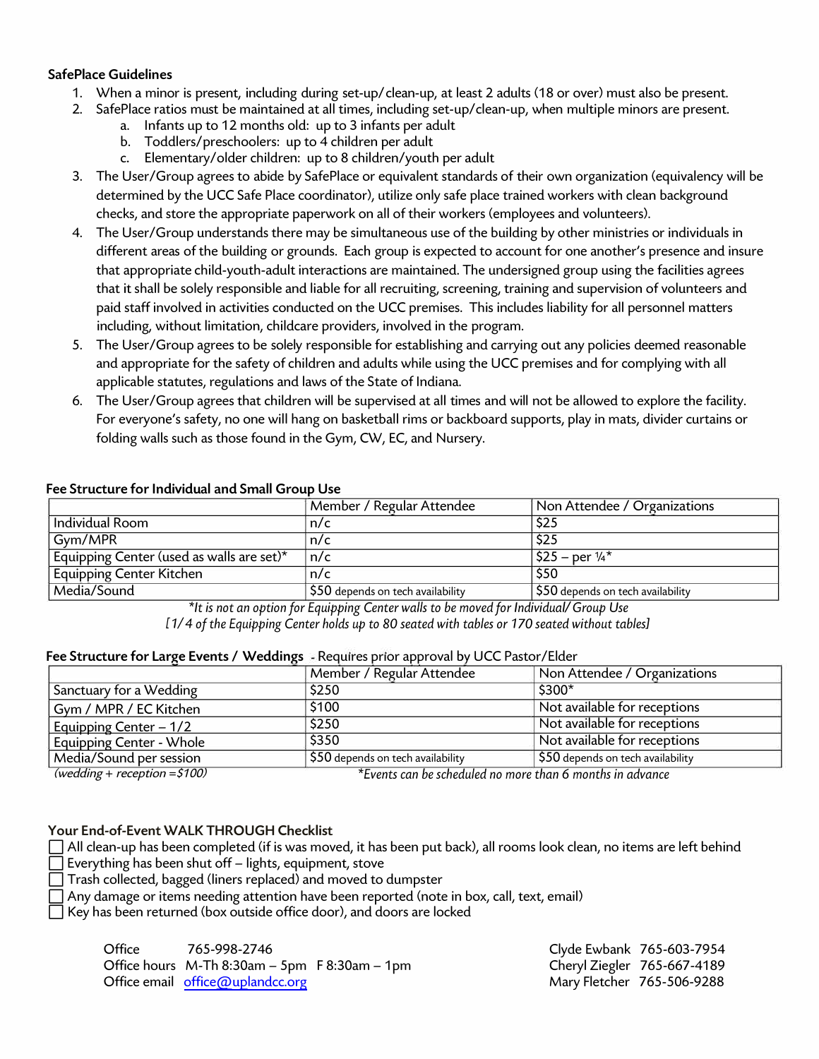**SafePlace Guidelines**

1. When a minor is present, including during set-up/clean-up, at least 2 adults (18 or over) must also be present.
2. SafePlace ratios must be maintained at all times, including set-up/clean-up, when multiple minors are present.
    a. Infants up to 12 months old: up to 3 infants per adult
    b. Toddlers/preschoolers: up to 4 children per adult
    c. Elementary/older children: up to 8 children/youth per adult
3. The User/Group agrees to abide by SafePlace or equivalent standards of their own organization (equivalency will be determined by the UCC Safe Place coordinator), utilize only safe place trained workers with clean background checks, and store the appropriate paperwork on all of their workers (employees and volunteers).
4. The User/Group understands there may be simultaneous use of the building by other ministries or individuals in different areas of the building or grounds. Each group is expected to account for one another's presence and insure that appropriate child-youth-adult interactions are maintained. The undersigned group using the facilities agrees that it shall be solely responsible and liable for all recruiting, screening, training and supervision of volunteers and paid staff involved in activities conducted on the UCC premises. This includes liability for all personnel matters including, without limitation, childcare providers, involved in the program.
5. The User/Group agrees to be solely responsible for establishing and carrying out any policies deemed reasonable and appropriate for the safety of children and adults while using the UCC premises and for complying with all applicable statutes, regulations and laws of the State of Indiana.
6. The User/Group agrees that children will be supervised at all times and will not be allowed to explore the facility. For everyone's safety, no one will hang on basketball rims or backboard supports, play in mats, divider curtains or folding walls such as those found in the Gym, CW, EC, and Nursery.

**Fee Structure for Individual and Small Group Use**

| | Member / Regular Attendee | Non Attendee / Organizations |
|---|---|---|
| Individual Room | n/c | $25 |
| Gym/MPR | n/c | $25 |
| Equipping Center (used as walls are set)* | n/c | $25 – per ¼* |
| Equipping Center Kitchen | n/c | $50 |
| Media/Sound | $50 depends on tech availability | $50 depends on tech availability |

*\*It is not an option for Equipping Center walls to be moved for Individual/ Group Use*
*[1/4 of the Equipping Center holds up to 80 seated with tables or 170 seated without tables]*

**Fee Structure for Large Events / Weddings** - Requires prior approval by UCC Pastor/Elder

| | Member / Regular Attendee | Non Attendee / Organizations |
|---|---|---|
| Sanctuary for a Wedding | $250 | $300* |
| Gym / MPR / EC Kitchen | $100 | Not available for receptions |
| Equipping Center – 1/2 | $250 | Not available for receptions |
| Equipping Center - Whole | $350 | Not available for receptions |
| Media/Sound per session | $50 depends on tech availability | $50 depends on tech availability |

*(wedding + reception =$100)*

*\*Events can be scheduled no more than 6 months in advance*

**Your End-of-Event WALK THROUGH Checklist**

- [ ] All clean-up has been completed (if is was moved, it has been put back), all rooms look clean, no items are left behind
- [ ] Everything has been shut off – lights, equipment, stove
- [ ] Trash collected, bagged (liners replaced) and moved to dumpster
- [ ] Any damage or items needing attention have been reported (note in box, call, text, email)
- [ ] Key has been returned (box outside office door), and doors are locked

Office 765-998-2746
Office hours M-Th 8:30am – 5pm F 8:30am – 1pm
Office email office@uplandcc.org

Clyde Ewbank 765-603-7954
Cheryl Ziegler 765-667-4189
Mary Fletcher 765-506-9288